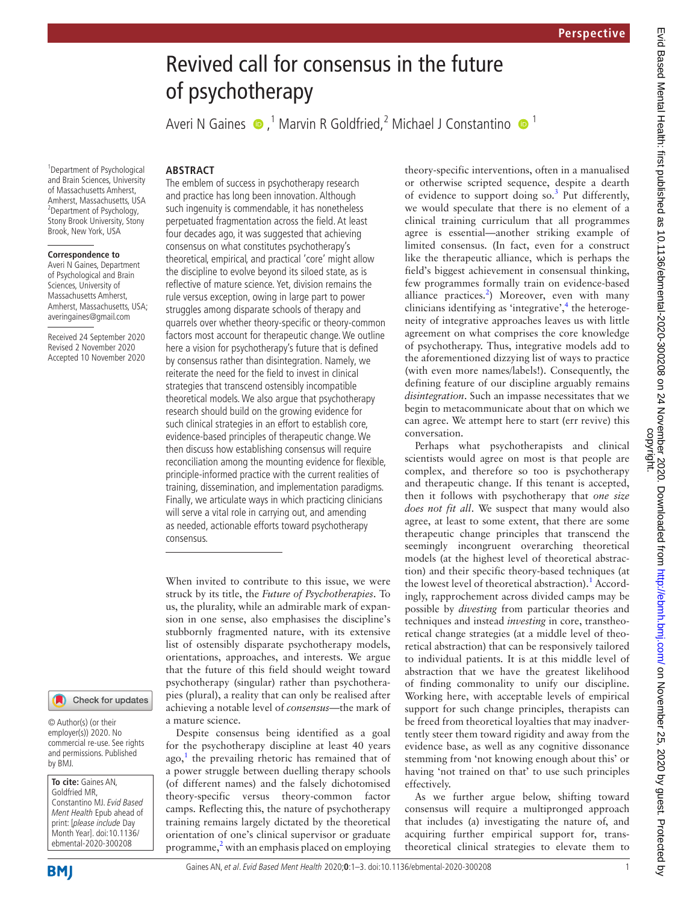# Revived call for consensus in the future of psychotherapy

Averi N Gaines [1], Marvin R Goldfried [2], Michael J Constantino [1]

[1] Department of Psychological and Brain Sciences, University of Massachusetts Amherst, Amherst, Massachusetts, USA
[2] Department of Psychology, Stony Brook University, Stony Brook, New York, USA

**Correspondence to**
Averi N Gaines, Department of Psychological and Brain Sciences, University of Massachusetts Amherst, Amherst, Massachusetts, USA; averingaines@gmail.com

Received 24 September 2020
Revised 2 November 2020
Accepted 10 November 2020

© Author(s) (or their employer(s)) 2020. No commercial re-use. See rights and permissions. Published by BMJ.

**To cite:** Gaines AN, Goldfried MR, Constantino MJ. *Evid Based Ment Health* Epub ahead of print: [*please include* Day Month Year]. doi:10.1136/ebmental-2020-300208

## ABSTRACT

The emblem of success in psychotherapy research and practice has long been innovation. Although such ingenuity is commendable, it has nonetheless perpetuated fragmentation across the field. At least four decades ago, it was suggested that achieving consensus on what constitutes psychotherapy's theoretical, empirical, and practical 'core' might allow the discipline to evolve beyond its siloed state, as is reflective of mature science. Yet, division remains the rule versus exception, owing in large part to power struggles among disparate schools of therapy and quarrels over whether theory-specific or theory-common factors most account for therapeutic change. We outline here a vision for psychotherapy's future that is defined by consensus rather than disintegration. Namely, we reiterate the need for the field to invest in clinical strategies that transcend ostensibly incompatible theoretical models. We also argue that psychotherapy research should build on the growing evidence for such clinical strategies in an effort to establish core, evidence-based principles of therapeutic change. We then discuss how establishing consensus will require reconciliation among the mounting evidence for flexible, principle-informed practice with the current realities of training, dissemination, and implementation paradigms. Finally, we articulate ways in which practicing clinicians will serve a vital role in carrying out, and amending as needed, actionable efforts toward psychotherapy consensus.

When invited to contribute to this issue, we were struck by its title, the *Future of Psychotherapies*. To us, the plurality, while an admirable mark of expansion in one sense, also emphasises the discipline's stubbornly fragmented nature, with its extensive list of ostensibly disparate psychotherapy models, orientations, approaches, and interests. We argue that the future of this field should weight toward psychotherapy (singular) rather than psychotherapies (plural), a reality that can only be realised after achieving a notable level of *consensus*—the mark of a mature science.

Despite consensus being identified as a goal for the psychotherapy discipline at least 40 years ago,[1] the prevailing rhetoric has remained that of a power struggle between duelling therapy schools (of different names) and the falsely dichotomised theory-specific versus theory-common factor camps. Reflecting this, the nature of psychotherapy training remains largely dictated by the theoretical orientation of one's clinical supervisor or graduate programme,[2] with an emphasis placed on employing theory-specific interventions, often in a manualised or otherwise scripted sequence, despite a dearth of evidence to support doing so.[3] Put differently, we would speculate that there is no element of a clinical training curriculum that all programmes agree is essential—another striking example of limited consensus. (In fact, even for a construct like the therapeutic alliance, which is perhaps the field's biggest achievement in consensual thinking, few programmes formally train on evidence-based alliance practices.[2]) Moreover, even with many clinicians identifying as 'integrative',[4] the heterogeneity of integrative approaches leaves us with little agreement on what comprises the core knowledge of psychotherapy. Thus, integrative models add to the aforementioned dizzying list of ways to practice (with even more names/labels!). Consequently, the defining feature of our discipline arguably remains *disintegration*. Such an impasse necessitates that we begin to metacommunicate about that on which we can agree. We attempt here to start (err revive) this conversation.

Perhaps what psychotherapists and clinical scientists would agree on most is that people are complex, and therefore so too is psychotherapy and therapeutic change. If this tenant is accepted, then it follows with psychotherapy that *one size does not fit all*. We suspect that many would also agree, at least to some extent, that there are some therapeutic change principles that transcend the seemingly incongruent overarching theoretical models (at the highest level of theoretical abstraction) and their specific theory-based techniques (at the lowest level of theoretical abstraction).[1] Accordingly, rapprochement across divided camps may be possible by *divesting* from particular theories and techniques and instead *investing* in core, transtheoretical change strategies (at a middle level of theoretical abstraction) that can be responsively tailored to individual patients. It is at this middle level of abstraction that we have the greatest likelihood of finding commonality to unify our discipline. Working here, with acceptable levels of empirical support for such change principles, therapists can be freed from theoretical loyalties that may inadvertently steer them toward rigidity and away from the evidence base, as well as any cognitive dissonance stemming from 'not knowing enough about this' or having 'not trained on that' to use such principles effectively.

As we further argue below, shifting toward consensus will require a multipronged approach that includes (a) investigating the nature of, and acquiring further empirical support for, transtheoretical clinical strategies to elevate them to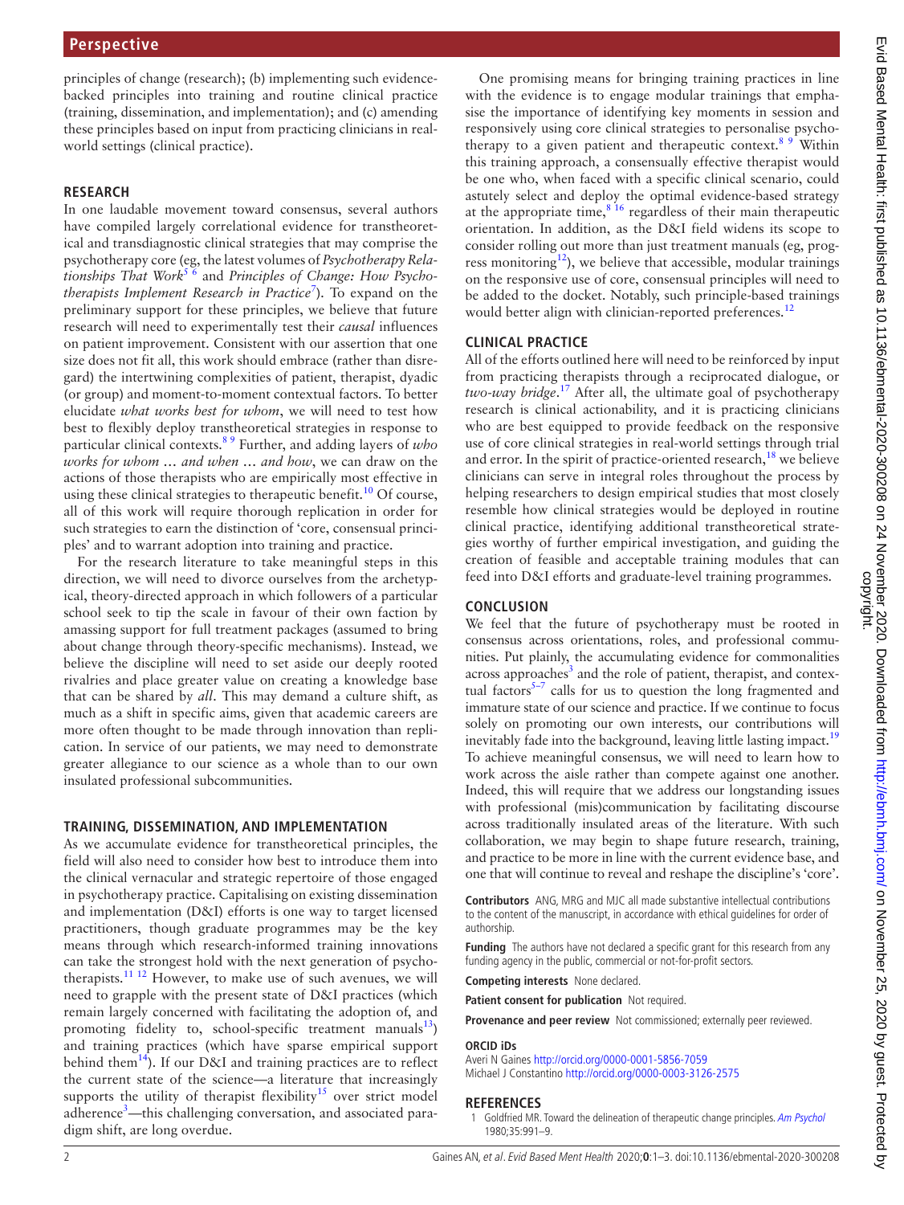principles of change (research); (b) implementing such evidence-backed principles into training and routine clinical practice (training, dissemination, and implementation); and (c) amending these principles based on input from practicing clinicians in real-world settings (clinical practice).

## RESEARCH

In one laudable movement toward consensus, several authors have compiled largely correlational evidence for transtheoretical and transdiagnostic clinical strategies that may comprise the psychotherapy core (eg, the latest volumes of *Psychotherapy Relationships That Work*[5 6] and *Principles of Change: How Psychotherapists Implement Research in Practice*[7]). To expand on the preliminary support for these principles, we believe that future research will need to experimentally test their *causal* influences on patient improvement. Consistent with our assertion that one size does not fit all, this work should embrace (rather than disregard) the intertwining complexities of patient, therapist, dyadic (or group) and moment-to-moment contextual factors. To better elucidate *what works best for whom*, we will need to test how best to flexibly deploy transtheoretical strategies in response to particular clinical contexts.[8 9] Further, and adding layers of *who works for whom … and when … and how*, we can draw on the actions of those therapists who are empirically most effective in using these clinical strategies to therapeutic benefit.[10] Of course, all of this work will require thorough replication in order for such strategies to earn the distinction of 'core, consensual principles' and to warrant adoption into training and practice.

For the research literature to take meaningful steps in this direction, we will need to divorce ourselves from the archetypical, theory-directed approach in which followers of a particular school seek to tip the scale in favour of their own faction by amassing support for full treatment packages (assumed to bring about change through theory-specific mechanisms). Instead, we believe the discipline will need to set aside our deeply rooted rivalries and place greater value on creating a knowledge base that can be shared by *all*. This may demand a culture shift, as much as a shift in specific aims, given that academic careers are more often thought to be made through innovation than replication. In service of our patients, we may need to demonstrate greater allegiance to our science as a whole than to our own insulated professional subcommunities.

## TRAINING, DISSEMINATION, AND IMPLEMENTATION

As we accumulate evidence for transtheoretical principles, the field will also need to consider how best to introduce them into the clinical vernacular and strategic repertoire of those engaged in psychotherapy practice. Capitalising on existing dissemination and implementation (D&I) efforts is one way to target licensed practitioners, though graduate programmes may be the key means through which research-informed training innovations can take the strongest hold with the next generation of psychotherapists.[11 12] However, to make use of such avenues, we will need to grapple with the present state of D&I practices (which remain largely concerned with facilitating the adoption of, and promoting fidelity to, school-specific treatment manuals[13]) and training practices (which have sparse empirical support behind them[14]). If our D&I and training practices are to reflect the current state of the science—a literature that increasingly supports the utility of therapist flexibility[15] over strict model adherence[3]—this challenging conversation, and associated paradigm shift, are long overdue.

One promising means for bringing training practices in line with the evidence is to engage modular trainings that emphasise the importance of identifying key moments in session and responsively using core clinical strategies to personalise psychotherapy to a given patient and therapeutic context.[8 9] Within this training approach, a consensually effective therapist would be one who, when faced with a specific clinical scenario, could astutely select and deploy the optimal evidence-based strategy at the appropriate time,[8 16] regardless of their main therapeutic orientation. In addition, as the D&I field widens its scope to consider rolling out more than just treatment manuals (eg, progress monitoring[12]), we believe that accessible, modular trainings on the responsive use of core, consensual principles will need to be added to the docket. Notably, such principle-based trainings would better align with clinician-reported preferences.[12]

## CLINICAL PRACTICE

All of the efforts outlined here will need to be reinforced by input from practicing therapists through a reciprocated dialogue, or *two-way bridge*.[17] After all, the ultimate goal of psychotherapy research is clinical actionability, and it is practicing clinicians who are best equipped to provide feedback on the responsive use of core clinical strategies in real-world settings through trial and error. In the spirit of practice-oriented research,[18] we believe clinicians can serve in integral roles throughout the process by helping researchers to design empirical studies that most closely resemble how clinical strategies would be deployed in routine clinical practice, identifying additional transtheoretical strategies worthy of further empirical investigation, and guiding the creation of feasible and acceptable training modules that can feed into D&I efforts and graduate-level training programmes.

## CONCLUSION

We feel that the future of psychotherapy must be rooted in consensus across orientations, roles, and professional communities. Put plainly, the accumulating evidence for commonalities across approaches[3] and the role of patient, therapist, and contextual factors[5–7] calls for us to question the long fragmented and immature state of our science and practice. If we continue to focus solely on promoting our own interests, our contributions will inevitably fade into the background, leaving little lasting impact.[19] To achieve meaningful consensus, we will need to learn how to work across the aisle rather than compete against one another. Indeed, this will require that we address our longstanding issues with professional (mis)communication by facilitating discourse across traditionally insulated areas of the literature. With such collaboration, we may begin to shape future research, training, and practice to be more in line with the current evidence base, and one that will continue to reveal and reshape the discipline's 'core'.

**Contributors** ANG, MRG and MJC all made substantive intellectual contributions to the content of the manuscript, in accordance with ethical guidelines for order of authorship.

**Funding** The authors have not declared a specific grant for this research from any funding agency in the public, commercial or not-for-profit sectors.

**Competing interests** None declared.

**Patient consent for publication** Not required.

**Provenance and peer review** Not commissioned; externally peer reviewed.

**ORCID iDs**

Averi N Gaines http://orcid.org/0000-0001-5856-7059
Michael J Constantino http://orcid.org/0000-0003-3126-2575

## REFERENCES

1. Goldfried MR. Toward the delineation of therapeutic change principles. *Am Psychol* 1980;35:991–9.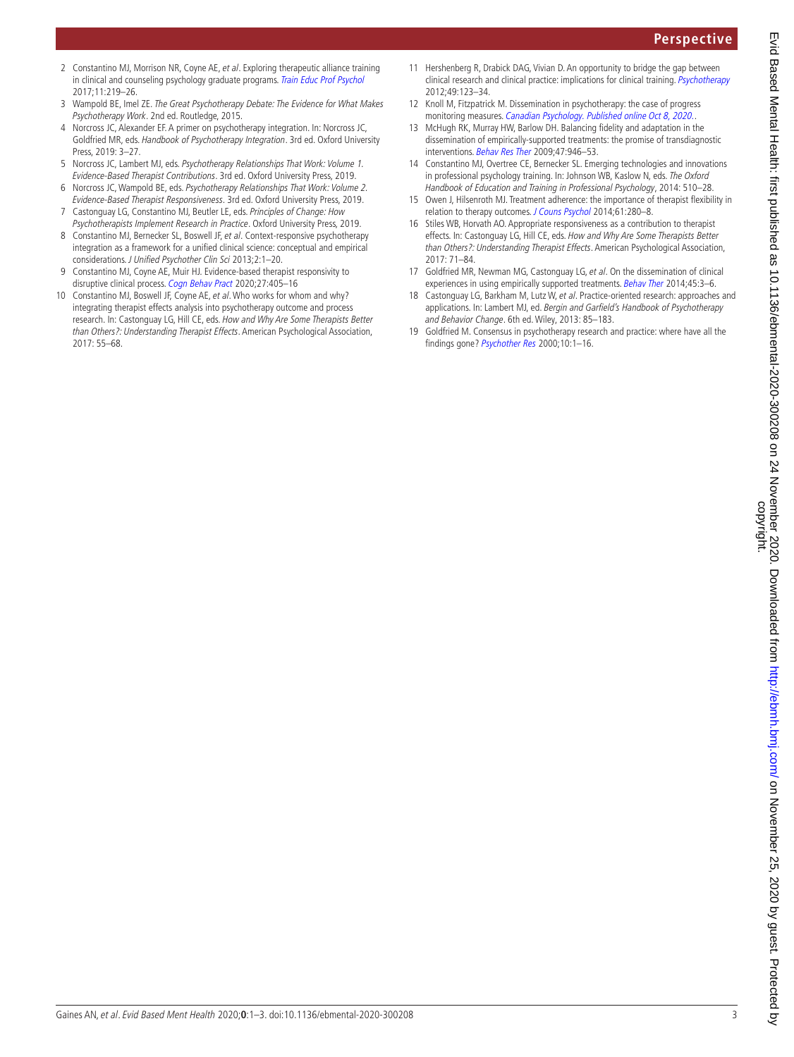2. Constantino MJ, Morrison NR, Coyne AE, *et al*. Exploring therapeutic alliance training in clinical and counseling psychology graduate programs. *Train Educ Prof Psychol* 2017;11:219–26.
3. Wampold BE, Imel ZE. *The Great Psychotherapy Debate: The Evidence for What Makes Psychotherapy Work*. 2nd ed. Routledge, 2015.
4. Norcross JC, Alexander EF. A primer on psychotherapy integration. In: Norcross JC, Goldfried MR, eds. *Handbook of Psychotherapy Integration*. 3rd ed. Oxford University Press, 2019: 3–27.
5. Norcross JC, Lambert MJ, eds. *Psychotherapy Relationships That Work: Volume 1. Evidence-Based Therapist Contributions*. 3rd ed. Oxford University Press, 2019.
6. Norcross JC, Wampold BE, eds. *Psychotherapy Relationships That Work: Volume 2. Evidence-Based Therapist Responsiveness*. 3rd ed. Oxford University Press, 2019.
7. Castonguay LG, Constantino MJ, Beutler LE, eds. *Principles of Change: How Psychotherapists Implement Research in Practice*. Oxford University Press, 2019.
8. Constantino MJ, Bernecker SL, Boswell JF, *et al*. Context-responsive psychotherapy integration as a framework for a unified clinical science: conceptual and empirical considerations. *J Unified Psychother Clin Sci* 2013;2:1–20.
9. Constantino MJ, Coyne AE, Muir HJ. Evidence-based therapist responsivity to disruptive clinical process. *Cogn Behav Pract* 2020;27:405–16
10. Constantino MJ, Boswell JF, Coyne AE, *et al*. Who works for whom and why? integrating therapist effects analysis into psychotherapy outcome and process research. In: Castonguay LG, Hill CE, eds. *How and Why Are Some Therapists Better than Others?: Understanding Therapist Effects*. American Psychological Association, 2017: 55–68.
11. Hershenberg R, Drabick DAG, Vivian D. An opportunity to bridge the gap between clinical research and clinical practice: implications for clinical training. *Psychotherapy* 2012;49:123–34.
12. Knoll M, Fitzpatrick M. Dissemination in psychotherapy: the case of progress monitoring measures. *Canadian Psychology. Published online Oct 8, 2020.*.
13. McHugh RK, Murray HW, Barlow DH. Balancing fidelity and adaptation in the dissemination of empirically-supported treatments: the promise of transdiagnostic interventions. *Behav Res Ther* 2009;47:946–53.
14. Constantino MJ, Overtree CE, Bernecker SL. Emerging technologies and innovations in professional psychology training. In: Johnson WB, Kaslow N, eds. *The Oxford Handbook of Education and Training in Professional Psychology*, 2014: 510–28.
15. Owen J, Hilsenroth MJ. Treatment adherence: the importance of therapist flexibility in relation to therapy outcomes. *J Couns Psychol* 2014;61:280–8.
16. Stiles WB, Horvath AO. Appropriate responsiveness as a contribution to therapist effects. In: Castonguay LG, Hill CE, eds. *How and Why Are Some Therapists Better than Others?: Understanding Therapist Effects*. American Psychological Association, 2017: 71–84.
17. Goldfried MR, Newman MG, Castonguay LG, *et al*. On the dissemination of clinical experiences in using empirically supported treatments. *Behav Ther* 2014;45:3–6.
18. Castonguay LG, Barkham M, Lutz W, *et al*. Practice-oriented research: approaches and applications. In: Lambert MJ, ed. *Bergin and Garfield's Handbook of Psychotherapy and Behavior Change*. 6th ed. Wiley, 2013: 85–183.
19. Goldfried M. Consensus in psychotherapy research and practice: where have all the findings gone? *Psychother Res* 2000;10:1–16.